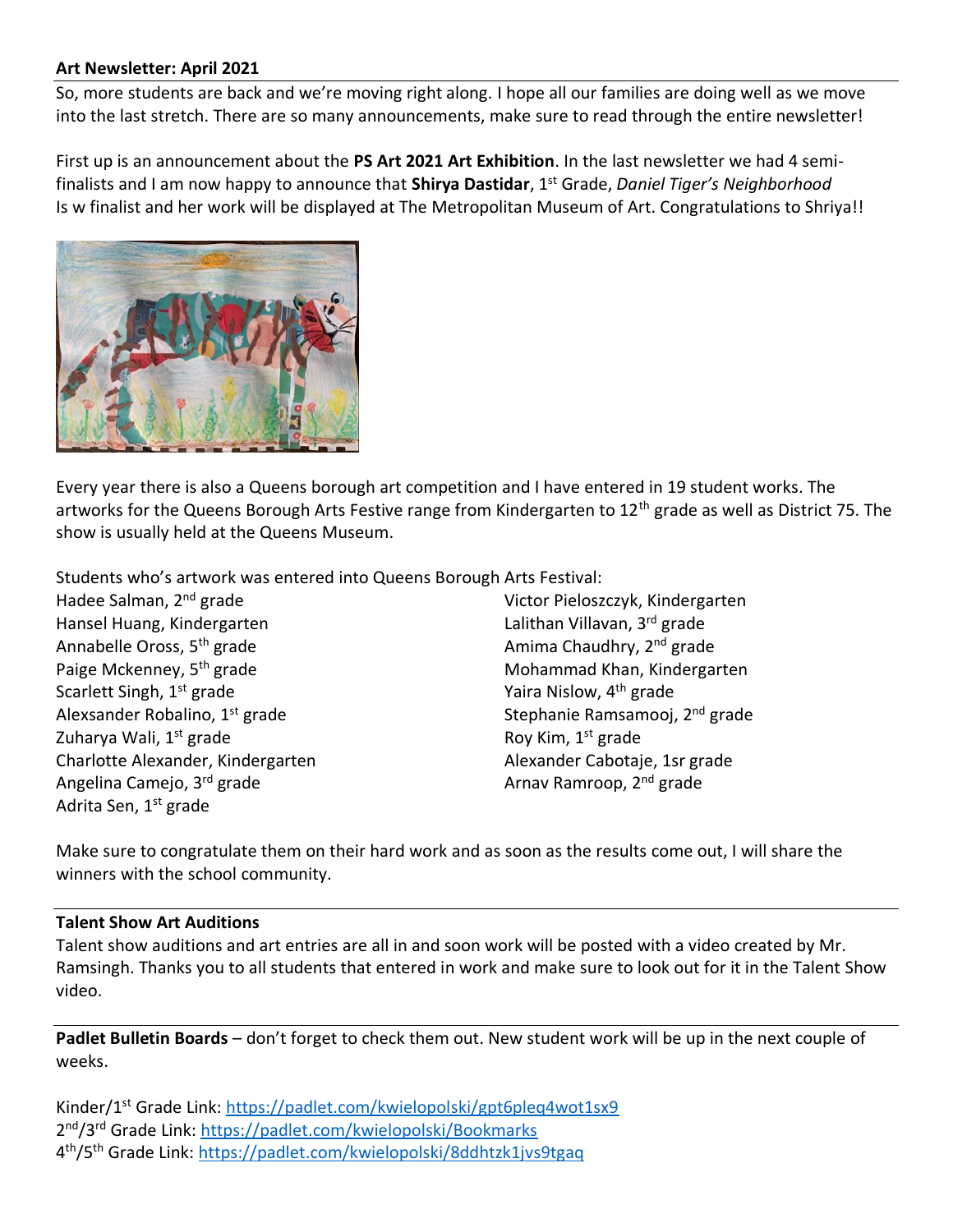**Art Newsletter: April 2021**

So, more students are back and we're moving right along. I hope all our families are doing well as we move into the last stretch. There are so many announcements, make sure to read through the entire newsletter!

First up is an announcement about the **PS Art 2021 Art Exhibition**. In the last newsletter we had 4 semi-finalists and I am now happy to announce that **Shirya Dastidar**, 1st Grade, *Daniel Tiger's Neighborhood* Is w finalist and her work will be displayed at The Metropolitan Museum of Art. Congratulations to Shriya!!

Every year there is also a Queens borough art competition and I have entered in 19 student works. The artworks for the Queens Borough Arts Festive range from Kindergarten to 12th grade as well as District 75. The show is usually held at the Queens Museum.

Students who's artwork was entered into Queens Borough Arts Festival:

Hadee Salman, 2nd grade
Hansel Huang, Kindergarten
Annabelle Oross, 5th grade
Paige Mckenney, 5th grade
Scarlett Singh, 1st grade
Alexsander Robalino, 1st grade
Zuharya Wali, 1st grade
Charlotte Alexander, Kindergarten
Angelina Camejo, 3rd grade
Adrita Sen, 1st grade
Victor Pieloszczyk, Kindergarten
Lalithan Villavan, 3rd grade
Amima Chaudhry, 2nd grade
Mohammad Khan, Kindergarten
Yaira Nislow, 4th grade
Stephanie Ramsamooj, 2nd grade
Roy Kim, 1st grade
Alexander Cabotaje, 1sr grade
Arnav Ramroop, 2nd grade

Make sure to congratulate them on their hard work and as soon as the results come out, I will share the winners with the school community.

**Talent Show Art Auditions**

Talent show auditions and art entries are all in and soon work will be posted with a video created by Mr. Ramsingh. Thanks you to all students that entered in work and make sure to look out for it in the Talent Show video.

**Padlet Bulletin Boards** – don't forget to check them out. New student work will be up in the next couple of weeks.

Kinder/1st Grade Link: https://padlet.com/kwielopolski/gpt6pleq4wot1sx9
2nd/3rd Grade Link: https://padlet.com/kwielopolski/Bookmarks
4th/5th Grade Link: https://padlet.com/kwielopolski/8ddhtzk1jvs9tgaq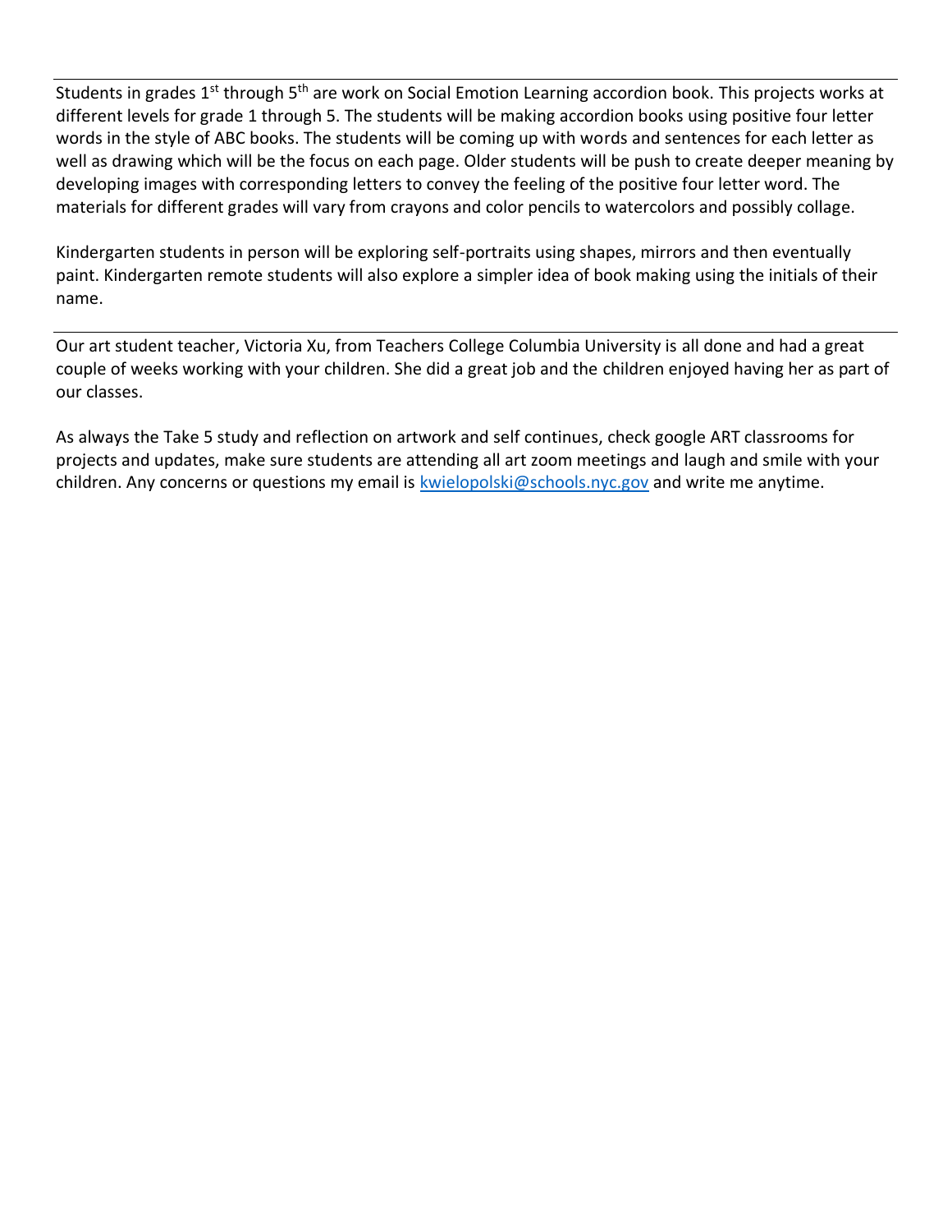---

Students in grades 1st through 5th are work on Social Emotion Learning accordion book. This projects works at different levels for grade 1 through 5. The students will be making accordion books using positive four letter words in the style of ABC books. The students will be coming up with words and sentences for each letter as well as drawing which will be the focus on each page. Older students will be push to create deeper meaning by developing images with corresponding letters to convey the feeling of the positive four letter word. The materials for different grades will vary from crayons and color pencils to watercolors and possibly collage.

Kindergarten students in person will be exploring self-portraits using shapes, mirrors and then eventually paint. Kindergarten remote students will also explore a simpler idea of book making using the initials of their name.

---

Our art student teacher, Victoria Xu, from Teachers College Columbia University is all done and had a great couple of weeks working with your children. She did a great job and the children enjoyed having her as part of our classes.

As always the Take 5 study and reflection on artwork and self continues, check google ART classrooms for projects and updates, make sure students are attending all art zoom meetings and laugh and smile with your children. Any concerns or questions my email is [kwielopolski@schools.nyc.gov](mailto:kwielopolski@schools.nyc.gov) and write me anytime.